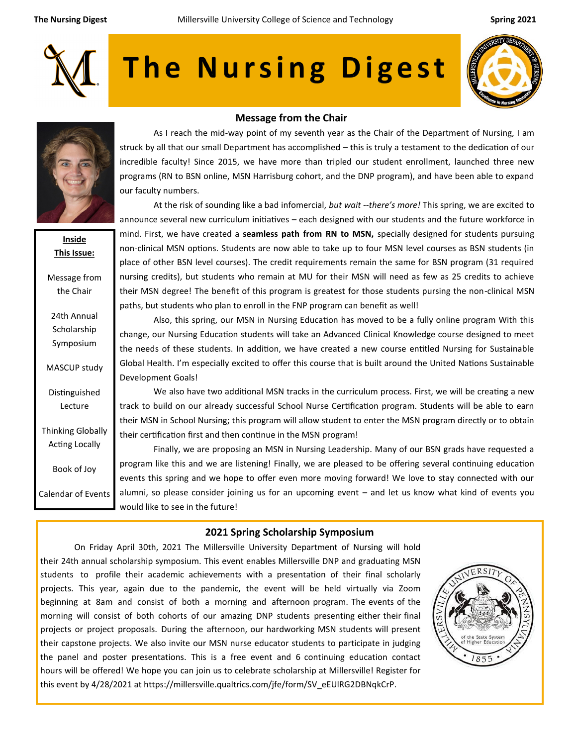# The Nursing Digest

**Inside This Issue:**

- Message from the Chair
- 24th Annual Scholarship Symposium
- MASCUP study
- Distinguished Lecture
- Thinking Globally Acting Locally
- Book of Joy
- Calendar of Events

## Message from the Chair

As I reach the mid-way point of my seventh year as the Chair of the Department of Nursing, I am struck by all that our small Department has accomplished – this is truly a testament to the dedication of our incredible faculty! Since 2015, we have more than tripled our student enrollment, launched three new programs (RN to BSN online, MSN Harrisburg cohort, and the DNP program), and have been able to expand our faculty numbers.

At the risk of sounding like a bad infomercial, *but wait --there's more!* This spring, we are excited to announce several new curriculum initiatives – each designed with our students and the future workforce in mind. First, we have created a **seamless path from RN to MSN,** specially designed for students pursuing non-clinical MSN options. Students are now able to take up to four MSN level courses as BSN students (in place of other BSN level courses). The credit requirements remain the same for BSN program (31 required nursing credits), but students who remain at MU for their MSN will need as few as 25 credits to achieve their MSN degree! The benefit of this program is greatest for those students pursing the non-clinical MSN paths, but students who plan to enroll in the FNP program can benefit as well!

Also, this spring, our MSN in Nursing Education has moved to be a fully online program With this change, our Nursing Education students will take an Advanced Clinical Knowledge course designed to meet the needs of these students. In addition, we have created a new course entitled Nursing for Sustainable Global Health. I'm especially excited to offer this course that is built around the United Nations Sustainable Development Goals!

We also have two additional MSN tracks in the curriculum process. First, we will be creating a new track to build on our already successful School Nurse Certification program. Students will be able to earn their MSN in School Nursing; this program will allow student to enter the MSN program directly or to obtain their certification first and then continue in the MSN program!

Finally, we are proposing an MSN in Nursing Leadership. Many of our BSN grads have requested a program like this and we are listening! Finally, we are pleased to be offering several continuing education events this spring and we hope to offer even more moving forward! We love to stay connected with our alumni, so please consider joining us for an upcoming event – and let us know what kind of events you would like to see in the future!

## 2021 Spring Scholarship Symposium

On Friday April 30th, 2021 The Millersville University Department of Nursing will hold their 24th annual scholarship symposium. This event enables Millersville DNP and graduating MSN students to profile their academic achievements with a presentation of their final scholarly projects. This year, again due to the pandemic, the event will be held virtually via Zoom beginning at 8am and consist of both a morning and afternoon program. The events of the morning will consist of both cohorts of our amazing DNP students presenting either their final projects or project proposals. During the afternoon, our hardworking MSN students will present their capstone projects. We also invite our MSN nurse educator students to participate in judging the panel and poster presentations. This is a free event and 6 continuing education contact hours will be offered! We hope you can join us to celebrate scholarship at Millersville! Register for this event by 4/28/2021 at https://millersville.qualtrics.com/jfe/form/SV_eEUlRG2DBNqkCrP.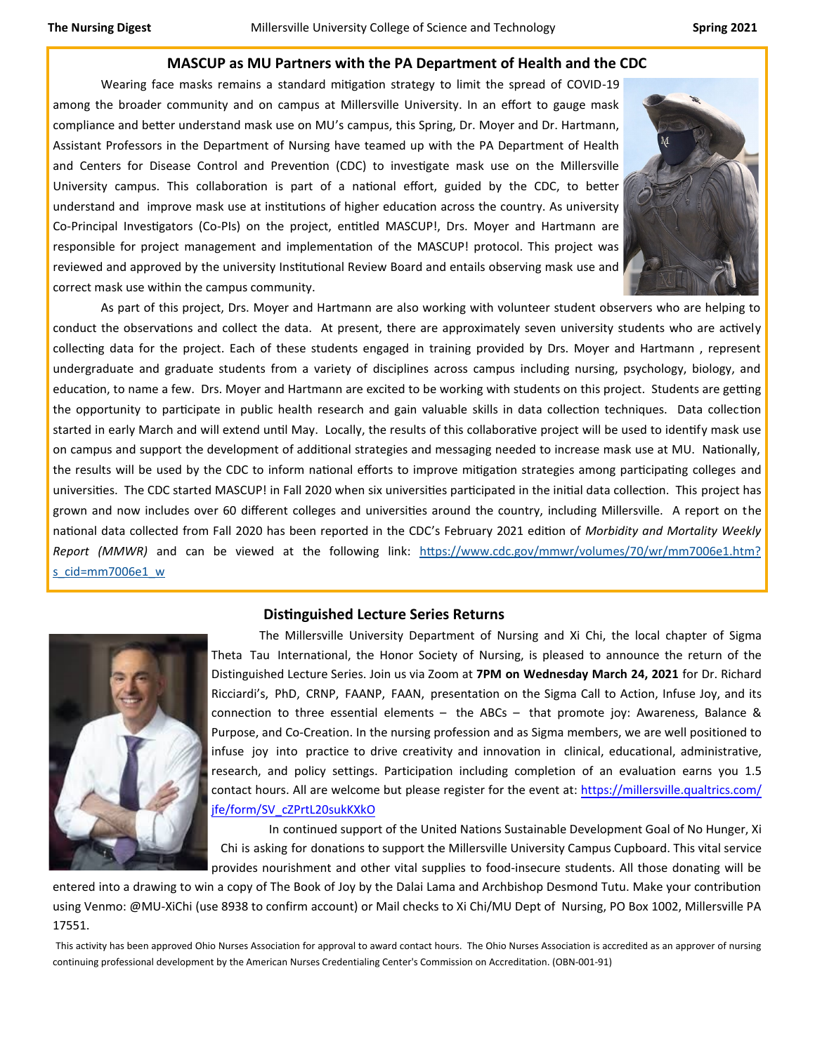## MASCUP as MU Partners with the PA Department of Health and the CDC

Wearing face masks remains a standard mitigation strategy to limit the spread of COVID-19 among the broader community and on campus at Millersville University. In an effort to gauge mask compliance and better understand mask use on MU's campus, this Spring, Dr. Moyer and Dr. Hartmann, Assistant Professors in the Department of Nursing have teamed up with the PA Department of Health and Centers for Disease Control and Prevention (CDC) to investigate mask use on the Millersville University campus. This collaboration is part of a national effort, guided by the CDC, to better understand and improve mask use at institutions of higher education across the country. As university Co-Principal Investigators (Co-PIs) on the project, entitled MASCUP!, Drs. Moyer and Hartmann are responsible for project management and implementation of the MASCUP! protocol. This project was reviewed and approved by the university Institutional Review Board and entails observing mask use and correct mask use within the campus community.

As part of this project, Drs. Moyer and Hartmann are also working with volunteer student observers who are helping to conduct the observations and collect the data. At present, there are approximately seven university students who are actively collecting data for the project. Each of these students engaged in training provided by Drs. Moyer and Hartmann , represent undergraduate and graduate students from a variety of disciplines across campus including nursing, psychology, biology, and education, to name a few. Drs. Moyer and Hartmann are excited to be working with students on this project. Students are getting the opportunity to participate in public health research and gain valuable skills in data collection techniques. Data collection started in early March and will extend until May. Locally, the results of this collaborative project will be used to identify mask use on campus and support the development of additional strategies and messaging needed to increase mask use at MU. Nationally, the results will be used by the CDC to inform national efforts to improve mitigation strategies among participating colleges and universities. The CDC started MASCUP! in Fall 2020 when six universities participated in the initial data collection. This project has grown and now includes over 60 different colleges and universities around the country, including Millersville. A report on the national data collected from Fall 2020 has been reported in the CDC's February 2021 edition of *Morbidity and Mortality Weekly Report (MMWR)* and can be viewed at the following link: https://www.cdc.gov/mmwr/volumes/70/wr/mm7006e1.htm?s_cid=mm7006e1_w

## Distinguished Lecture Series Returns

The Millersville University Department of Nursing and Xi Chi, the local chapter of Sigma Theta Tau International, the Honor Society of Nursing, is pleased to announce the return of the Distinguished Lecture Series. Join us via Zoom at **7PM on Wednesday March 24, 2021** for Dr. Richard Ricciardi's, PhD, CRNP, FAANP, FAAN, presentation on the Sigma Call to Action, Infuse Joy, and its connection to three essential elements – the ABCs – that promote joy: Awareness, Balance & Purpose, and Co-Creation. In the nursing profession and as Sigma members, we are well positioned to infuse joy into practice to drive creativity and innovation in clinical, educational, administrative, research, and policy settings. Participation including completion of an evaluation earns you 1.5 contact hours. All are welcome but please register for the event at: https://millersville.qualtrics.com/jfe/form/SV_cZPrtL20sukKXkO

In continued support of the United Nations Sustainable Development Goal of No Hunger, Xi Chi is asking for donations to support the Millersville University Campus Cupboard. This vital service provides nourishment and other vital supplies to food-insecure students. All those donating will be entered into a drawing to win a copy of The Book of Joy by the Dalai Lama and Archbishop Desmond Tutu. Make your contribution using Venmo: @MU-XiChi (use 8938 to confirm account) or Mail checks to Xi Chi/MU Dept of Nursing, PO Box 1002, Millersville PA 17551.

This activity has been approved Ohio Nurses Association for approval to award contact hours. The Ohio Nurses Association is accredited as an approver of nursing continuing professional development by the American Nurses Credentialing Center's Commission on Accreditation. (OBN-001-91)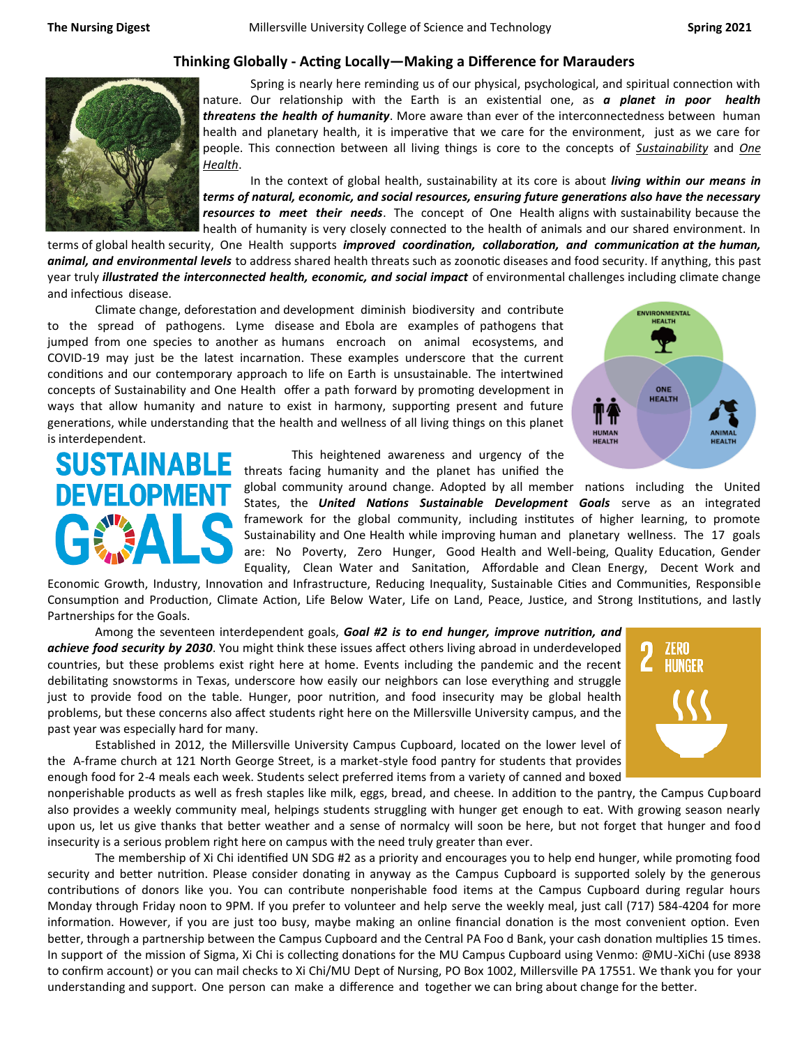## Thinking Globally - Acting Locally—Making a Difference for Marauders

Spring is nearly here reminding us of our physical, psychological, and spiritual connection with nature. Our relationship with the Earth is an existential one, as ***a planet in poor health threatens the health of humanity***. More aware than ever of the interconnectedness between human health and planetary health, it is imperative that we care for the environment, just as we care for people. This connection between all living things is core to the concepts of _Sustainability_ and _One Health_.

In the context of global health, sustainability at its core is about ***living within our means in terms of natural, economic, and social resources, ensuring future generations also have the necessary resources to meet their needs***. The concept of One Health aligns with sustainability because the health of humanity is very closely connected to the health of animals and our shared environment. In terms of global health security, One Health supports ***improved coordination, collaboration, and communication at the human, animal, and environmental levels*** to address shared health threats such as zoonotic diseases and food security. If anything, this past year truly ***illustrated the interconnected health, economic, and social impact*** of environmental challenges including climate change and infectious disease.

Climate change, deforestation and development diminish biodiversity and contribute to the spread of pathogens. Lyme disease and Ebola are examples of pathogens that jumped from one species to another as humans encroach on animal ecosystems, and COVID-19 may just be the latest incarnation. These examples underscore that the current conditions and our contemporary approach to life on Earth is unsustainable. The intertwined concepts of Sustainability and One Health offer a path forward by promoting development in ways that allow humanity and nature to exist in harmony, supporting present and future generations, while understanding that the health and wellness of all living things on this planet is interdependent.

This heightened awareness and urgency of the threats facing humanity and the planet has unified the global community around change. Adopted by all member nations including the United States, the ***United Nations Sustainable Development Goals*** serve as an integrated framework for the global community, including institutes of higher learning, to promote Sustainability and One Health while improving human and planetary wellness. The 17 goals are: No Poverty, Zero Hunger, Good Health and Well-being, Quality Education, Gender Equality, Clean Water and Sanitation, Affordable and Clean Energy, Decent Work and Economic Growth, Industry, Innovation and Infrastructure, Reducing Inequality, Sustainable Cities and Communities, Responsible Consumption and Production, Climate Action, Life Below Water, Life on Land, Peace, Justice, and Strong Institutions, and lastly Partnerships for the Goals.

Among the seventeen interdependent goals, ***Goal #2 is to end hunger, improve nutrition, and achieve food security by 2030***. You might think these issues affect others living abroad in underdeveloped countries, but these problems exist right here at home. Events including the pandemic and the recent debilitating snowstorms in Texas, underscore how easily our neighbors can lose everything and struggle just to provide food on the table. Hunger, poor nutrition, and food insecurity may be global health problems, but these concerns also affect students right here on the Millersville University campus, and the past year was especially hard for many.

Established in 2012, the Millersville University Campus Cupboard, located on the lower level of the A-frame church at 121 North George Street, is a market-style food pantry for students that provides enough food for 2-4 meals each week. Students select preferred items from a variety of canned and boxed nonperishable products as well as fresh staples like milk, eggs, bread, and cheese. In addition to the pantry, the Campus Cupboard also provides a weekly community meal, helpings students struggling with hunger get enough to eat. With growing season nearly upon us, let us give thanks that better weather and a sense of normalcy will soon be here, but not forget that hunger and food insecurity is a serious problem right here on campus with the need truly greater than ever.

The membership of Xi Chi identified UN SDG #2 as a priority and encourages you to help end hunger, while promoting food security and better nutrition. Please consider donating in anyway as the Campus Cupboard is supported solely by the generous contributions of donors like you. You can contribute nonperishable food items at the Campus Cupboard during regular hours Monday through Friday noon to 9PM. If you prefer to volunteer and help serve the weekly meal, just call (717) 584-4204 for more information. However, if you are just too busy, maybe making an online financial donation is the most convenient option. Even better, through a partnership between the Campus Cupboard and the Central PA Foo d Bank, your cash donation multiplies 15 times. In support of the mission of Sigma, Xi Chi is collecting donations for the MU Campus Cupboard using Venmo: @MU-XiChi (use 8938 to confirm account) or you can mail checks to Xi Chi/MU Dept of Nursing, PO Box 1002, Millersville PA 17551. We thank you for your understanding and support. One person can make a difference and together we can bring about change for the better.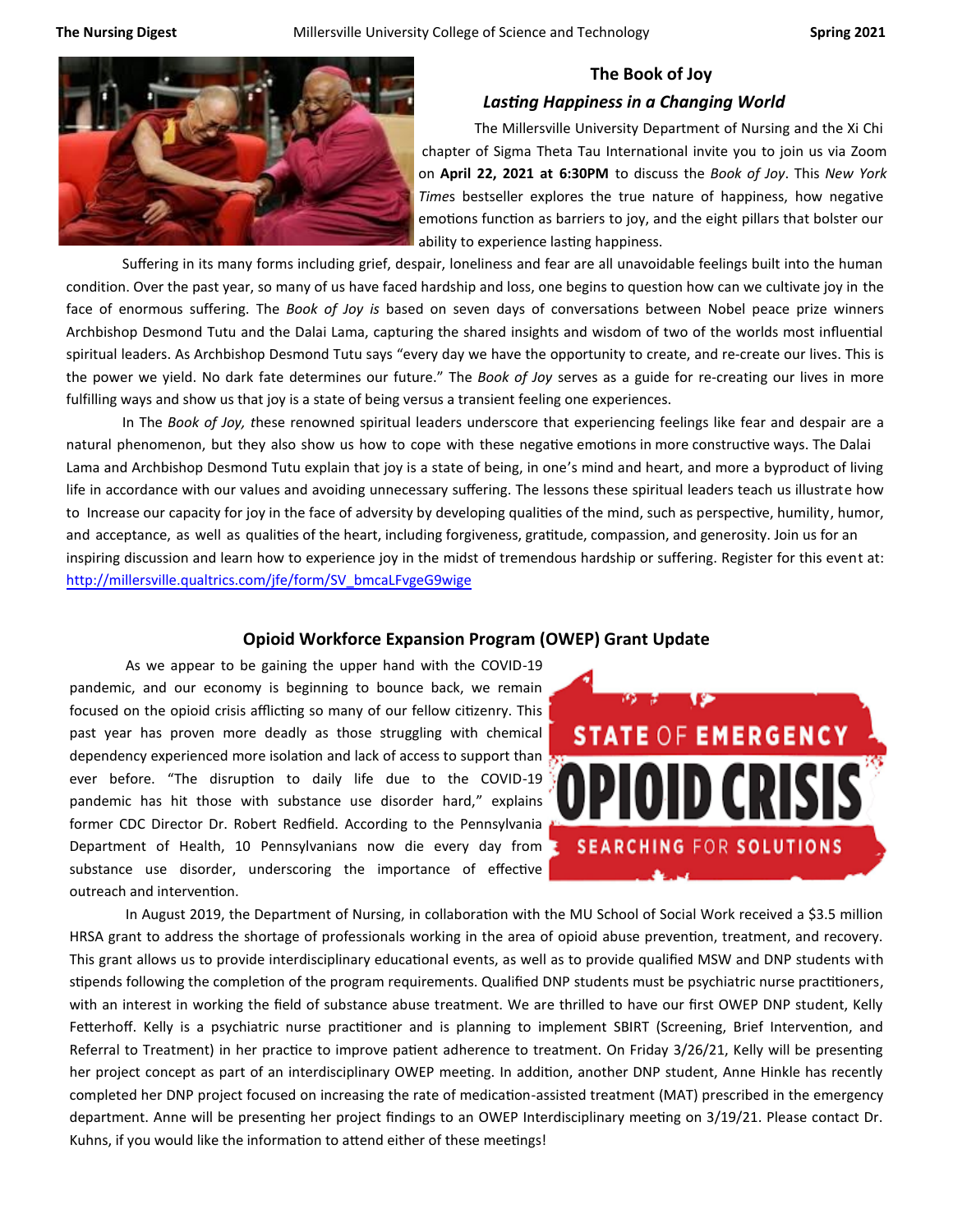## The Book of Joy

### *Lasting Happiness in a Changing World*

The Millersville University Department of Nursing and the Xi Chi chapter of Sigma Theta Tau International invite you to join us via Zoom on **April 22, 2021 at 6:30PM** to discuss the *Book of Joy*. This *New York Times* bestseller explores the true nature of happiness, how negative emotions function as barriers to joy, and the eight pillars that bolster our ability to experience lasting happiness.

Suffering in its many forms including grief, despair, loneliness and fear are all unavoidable feelings built into the human condition. Over the past year, so many of us have faced hardship and loss, one begins to question how can we cultivate joy in the face of enormous suffering. The *Book of Joy is* based on seven days of conversations between Nobel peace prize winners Archbishop Desmond Tutu and the Dalai Lama, capturing the shared insights and wisdom of two of the worlds most influential spiritual leaders. As Archbishop Desmond Tutu says "every day we have the opportunity to create, and re-create our lives. This is the power we yield. No dark fate determines our future." The *Book of Joy* serves as a guide for re-creating our lives in more fulfilling ways and show us that joy is a state of being versus a transient feeling one experiences.

In The *Book of Joy, t*hese renowned spiritual leaders underscore that experiencing feelings like fear and despair are a natural phenomenon, but they also show us how to cope with these negative emotions in more constructive ways. The Dalai Lama and Archbishop Desmond Tutu explain that joy is a state of being, in one's mind and heart, and more a byproduct of living life in accordance with our values and avoiding unnecessary suffering. The lessons these spiritual leaders teach us illustrate how to Increase our capacity for joy in the face of adversity by developing qualities of the mind, such as perspective, humility, humor, and acceptance, as well as qualities of the heart, including forgiveness, gratitude, compassion, and generosity. Join us for an inspiring discussion and learn how to experience joy in the midst of tremendous hardship or suffering. Register for this event at: http://millersville.qualtrics.com/jfe/form/SV_bmcaLFvgeG9wige

## Opioid Workforce Expansion Program (OWEP) Grant Update

As we appear to be gaining the upper hand with the COVID-19 pandemic, and our economy is beginning to bounce back, we remain focused on the opioid crisis afflicting so many of our fellow citizenry. This past year has proven more deadly as those struggling with chemical dependency experienced more isolation and lack of access to support than ever before. "The disruption to daily life due to the COVID-19 pandemic has hit those with substance use disorder hard," explains former CDC Director Dr. Robert Redfield. According to the Pennsylvania Department of Health, 10 Pennsylvanians now die every day from substance use disorder, underscoring the importance of effective outreach and intervention.

In August 2019, the Department of Nursing, in collaboration with the MU School of Social Work received a $3.5 million HRSA grant to address the shortage of professionals working in the area of opioid abuse prevention, treatment, and recovery. This grant allows us to provide interdisciplinary educational events, as well as to provide qualified MSW and DNP students with stipends following the completion of the program requirements. Qualified DNP students must be psychiatric nurse practitioners, with an interest in working the field of substance abuse treatment. We are thrilled to have our first OWEP DNP student, Kelly Fetterhoff. Kelly is a psychiatric nurse practitioner and is planning to implement SBIRT (Screening, Brief Intervention, and Referral to Treatment) in her practice to improve patient adherence to treatment. On Friday 3/26/21, Kelly will be presenting her project concept as part of an interdisciplinary OWEP meeting. In addition, another DNP student, Anne Hinkle has recently completed her DNP project focused on increasing the rate of medication-assisted treatment (MAT) prescribed in the emergency department. Anne will be presenting her project findings to an OWEP Interdisciplinary meeting on 3/19/21. Please contact Dr. Kuhns, if you would like the information to attend either of these meetings!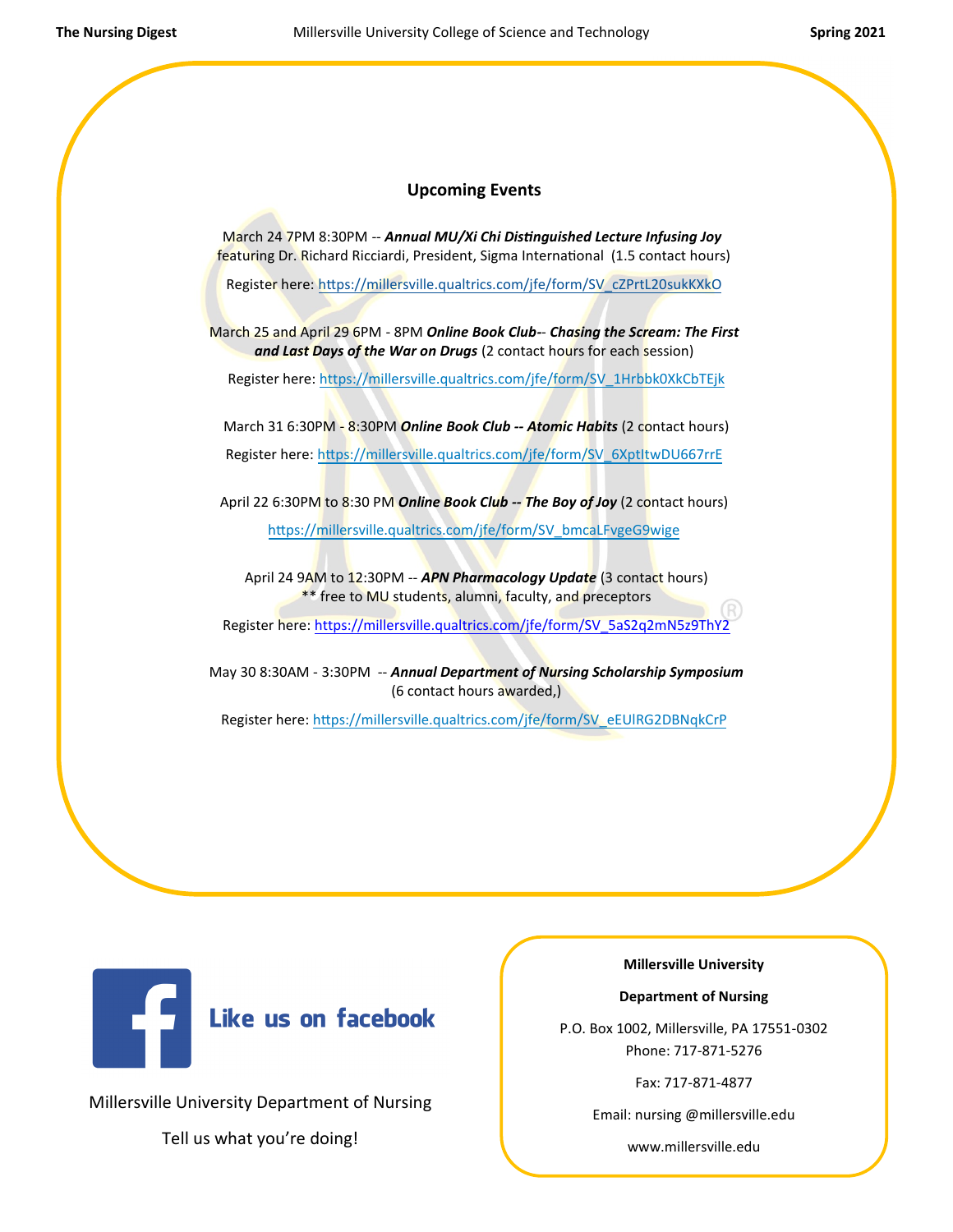## Upcoming Events

March 24 7PM 8:30PM -- ***Annual MU/Xi Chi Distinguished Lecture Infusing Joy*** featuring Dr. Richard Ricciardi, President, Sigma International (1.5 contact hours)

Register here: https://millersville.qualtrics.com/jfe/form/SV_cZPrtL20sukKXkO

March 25 and April 29 6PM - 8PM ***Online Book Club-- Chasing the Scream: The First and Last Days of the War on Drugs*** (2 contact hours for each session)

Register here: https://millersville.qualtrics.com/jfe/form/SV_1Hrbbk0XkCbTEjk

March 31 6:30PM - 8:30PM ***Online Book Club -- Atomic Habits*** (2 contact hours)

Register here: https://millersville.qualtrics.com/jfe/form/SV_6XptItwDU667rrE

April 22 6:30PM to 8:30 PM ***Online Book Club -- The Boy of Joy*** (2 contact hours)

https://millersville.qualtrics.com/jfe/form/SV_bmcaLFvgeG9wige

April 24 9AM to 12:30PM -- ***APN Pharmacology Update*** (3 contact hours)
** free to MU students, alumni, faculty, and preceptors

Register here: https://millersville.qualtrics.com/jfe/form/SV_5aS2q2mN5z9ThY2

May 30 8:30AM - 3:30PM -- ***Annual Department of Nursing Scholarship Symposium*** (6 contact hours awarded,)

Register here: https://millersville.qualtrics.com/jfe/form/SV_eEUlRG2DBNqkCrP

**Like us on facebook**

Millersville University Department of Nursing

Tell us what you're doing!

**Millersville University**

**Department of Nursing**

P.O. Box 1002, Millersville, PA 17551-0302
Phone: 717-871-5276

Fax: 717-871-4877

Email: nursing @millersville.edu

www.millersville.edu